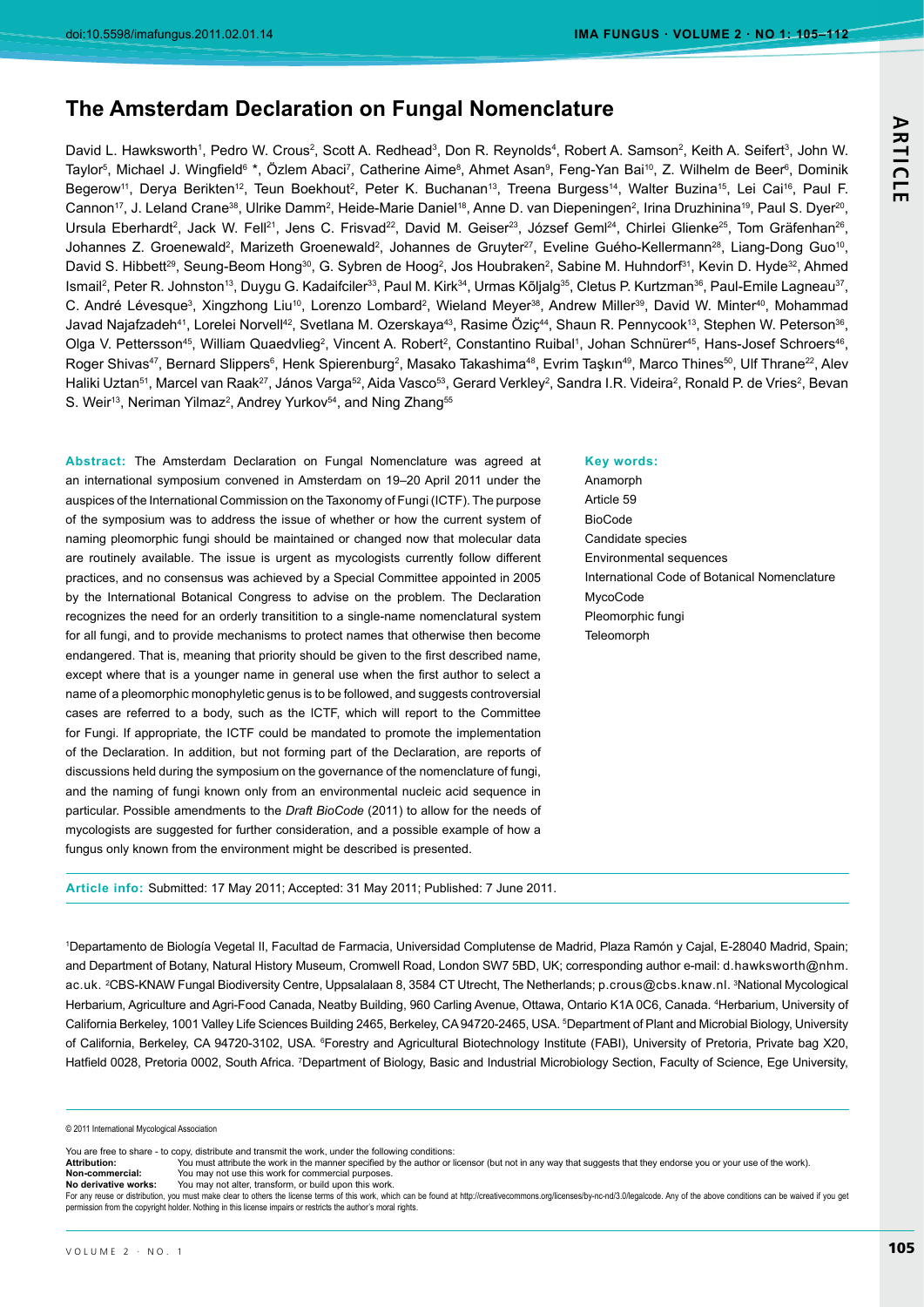doi:10.5598/imafungus.2011.02.01.14

ARTICLE

# The Amsterdam Declaration on Fungal Nomenclature

David L. Hawksworth[1], Pedro W. Crous[2], Scott A. Redhead[3], Don R. Reynolds[4], Robert A. Samson[2], Keith A. Seifert[3], John W. Taylor[5], Michael J. Wingfield[6] *, Özlem Abaci[7], Catherine Aime[8], Ahmet Asan[9], Feng-Yan Bai[10], Z. Wilhelm de Beer[6], Dominik Begerow[11], Derya Berikten[12], Teun Boekhout[2], Peter K. Buchanan[13], Treena Burgess[14], Walter Buzina[15], Lei Cai[16], Paul F. Cannon[17], J. Leland Crane[38], Ulrike Damm[2], Heide-Marie Daniel[18], Anne D. van Diepeningen[2], Irina Druzhinina[19], Paul S. Dyer[20], Ursula Eberhardt[2], Jack W. Fell[21], Jens C. Frisvad[22], David M. Geiser[23], József Geml[24], Chirlei Glienke[25], Tom Gräfenhan[26], Johannes Z. Groenewald[2], Marizeth Groenewald[2], Johannes de Gruyter[27], Eveline Guého-Kellermann[28], Liang-Dong Guo[10], David S. Hibbett[29], Seung-Beom Hong[30], G. Sybren de Hoog[2], Jos Houbraken[2], Sabine M. Huhndorf[31], Kevin D. Hyde[32], Ahmed Ismail[2], Peter R. Johnston[13], Duygu G. Kadaifciler[33], Paul M. Kirk[34], Urmas Kõljalg[35], Cletus P. Kurtzman[36], Paul-Emile Lagneau[37], C. André Lévesque[3], Xingzhong Liu[10], Lorenzo Lombard[2], Wieland Meyer[38], Andrew Miller[39], David W. Minter[40], Mohammad Javad Najafzadeh[41], Lorelei Norvell[42], Svetlana M. Ozerskaya[43], Rasime Öziç[44], Shaun R. Pennycook[13], Stephen W. Peterson[36], Olga V. Pettersson[45], William Quaedvlieg[2], Vincent A. Robert[2], Constantino Ruibal[1], Johan Schnürer[45], Hans-Josef Schroers[46], Roger Shivas[47], Bernard Slippers[6], Henk Spierenburg[2], Masako Takashima[48], Evrim Taşkın[49], Marco Thines[50], Ulf Thrane[22], Alev Haliki Uztan[51], Marcel van Raak[27], János Varga[52], Aida Vasco[53], Gerard Verkley[2], Sandra I.R. Videira[2], Ronald P. de Vries[2], Bevan S. Weir[13], Neriman Yilmaz[2], Andrey Yurkov[54], and Ning Zhang[55]

**Abstract:** The Amsterdam Declaration on Fungal Nomenclature was agreed at an international symposium convened in Amsterdam on 19–20 April 2011 under the auspices of the International Commission on the Taxonomy of Fungi (ICTF). The purpose of the symposium was to address the issue of whether or how the current system of naming pleomorphic fungi should be maintained or changed now that molecular data are routinely available. The issue is urgent as mycologists currently follow different practices, and no consensus was achieved by a Special Committee appointed in 2005 by the International Botanical Congress to advise on the problem. The Declaration recognizes the need for an orderly transitition to a single-name nomenclatural system for all fungi, and to provide mechanisms to protect names that otherwise then become endangered. That is, meaning that priority should be given to the first described name, except where that is a younger name in general use when the first author to select a name of a pleomorphic monophyletic genus is to be followed, and suggests controversial cases are referred to a body, such as the ICTF, which will report to the Committee for Fungi. If appropriate, the ICTF could be mandated to promote the implementation of the Declaration. In addition, but not forming part of the Declaration, are reports of discussions held during the symposium on the governance of the nomenclature of fungi, and the naming of fungi known only from an environmental nucleic acid sequence in particular. Possible amendments to the *Draft BioCode* (2011) to allow for the needs of mycologists are suggested for further consideration, and a possible example of how a fungus only known from the environment might be described is presented.

**Key words:**
Anamorph
Article 59
BioCode
Candidate species
Environmental sequences
International Code of Botanical Nomenclature
MycoCode
Pleomorphic fungi
Teleomorph

**Article info:** Submitted: 17 May 2011; Accepted: 31 May 2011; Published: 7 June 2011.

[1]Departamento de Biología Vegetal II, Facultad de Farmacia, Universidad Complutense de Madrid, Plaza Ramón y Cajal, E-28040 Madrid, Spain; and Department of Botany, Natural History Museum, Cromwell Road, London SW7 5BD, UK; corresponding author e-mail: d.hawksworth@nhm.ac.uk. [2]CBS-KNAW Fungal Biodiversity Centre, Uppsalalaan 8, 3584 CT Utrecht, The Netherlands; p.crous@cbs.knaw.nl. [3]National Mycological Herbarium, Agriculture and Agri-Food Canada, Neatby Building, 960 Carling Avenue, Ottawa, Ontario K1A 0C6, Canada. [4]Herbarium, University of California Berkeley, 1001 Valley Life Sciences Building 2465, Berkeley, CA 94720-2465, USA. [5]Department of Plant and Microbial Biology, University of California, Berkeley, CA 94720-3102, USA. [6]Forestry and Agricultural Biotechnology Institute (FABI), University of Pretoria, Private bag X20, Hatfield 0028, Pretoria 0002, South Africa. [7]Department of Biology, Basic and Industrial Microbiology Section, Faculty of Science, Ege University,

© 2011 International Mycological Association

You are free to share - to copy, distribute and transmit the work, under the following conditions:
**Attribution:** You must attribute the work in the manner specified by the author or licensor (but not in any way that suggests that they endorse you or your use of the work).
**Non-commercial:** You may not use this work for commercial purposes.
**No derivative works:** You may not alter, transform, or build upon this work.
For any reuse or distribution, you must make clear to others the license terms of this work, which can be found at http://creativecommons.org/licenses/by-nc-nd/3.0/legalcode. Any of the above conditions can be waived if you get permission from the copyright holder. Nothing in this license impairs or restricts the author's moral rights.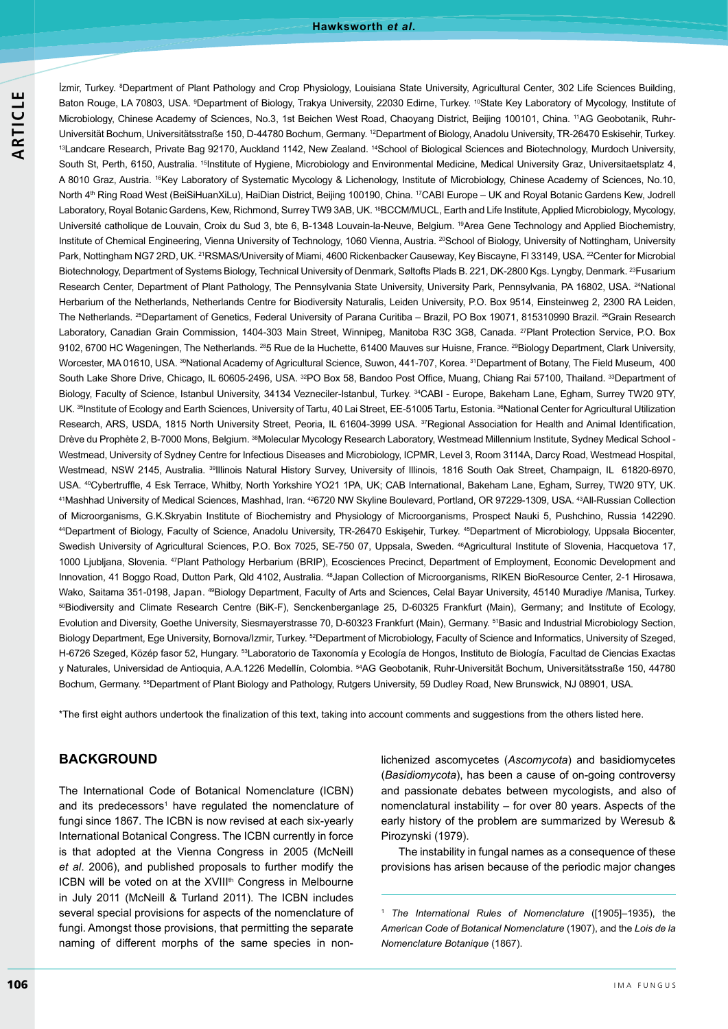İzmir, Turkey. [8]Department of Plant Pathology and Crop Physiology, Louisiana State University, Agricultural Center, 302 Life Sciences Building, Baton Rouge, LA 70803, USA. [9]Department of Biology, Trakya University, 22030 Edirne, Turkey. [10]State Key Laboratory of Mycology, Institute of Microbiology, Chinese Academy of Sciences, No.3, 1st Beichen West Road, Chaoyang District, Beijing 100101, China. [11]AG Geobotanik, Ruhr-Universität Bochum, Universitätsstraße 150, D-44780 Bochum, Germany. [12]Department of Biology, Anadolu University, TR-26470 Eskisehir, Turkey. [13]Landcare Research, Private Bag 92170, Auckland 1142, New Zealand. [14]School of Biological Sciences and Biotechnology, Murdoch University, South St, Perth, 6150, Australia. [15]Institute of Hygiene, Microbiology and Environmental Medicine, Medical University Graz, Universitaetsplatz 4, A 8010 Graz, Austria. [16]Key Laboratory of Systematic Mycology & Lichenology, Institute of Microbiology, Chinese Academy of Sciences, No.10, North 4[th] Ring Road West (BeiSiHuanXiLu), HaiDian District, Beijing 100190, China. [17]CABI Europe – UK and Royal Botanic Gardens Kew, Jodrell Laboratory, Royal Botanic Gardens, Kew, Richmond, Surrey TW9 3AB, UK. [18]BCCM/MUCL, Earth and Life Institute, Applied Microbiology, Mycology, Université catholique de Louvain, Croix du Sud 3, bte 6, B-1348 Louvain-la-Neuve, Belgium. [19]Area Gene Technology and Applied Biochemistry, Institute of Chemical Engineering, Vienna University of Technology, 1060 Vienna, Austria. [20]School of Biology, University of Nottingham, University Park, Nottingham NG7 2RD, UK. [21]RSMAS/University of Miami, 4600 Rickenbacker Causeway, Key Biscayne, Fl 33149, USA. [22]Center for Microbial Biotechnology, Department of Systems Biology, Technical University of Denmark, Søltofts Plads B. 221, DK-2800 Kgs. Lyngby, Denmark. [23]Fusarium Research Center, Department of Plant Pathology, The Pennsylvania State University, University Park, Pennsylvania, PA 16802, USA. [24]National Herbarium of the Netherlands, Netherlands Centre for Biodiversity Naturalis, Leiden University, P.O. Box 9514, Einsteinweg 2, 2300 RA Leiden, The Netherlands. [25]Departament of Genetics, Federal University of Parana Curitiba – Brazil, PO Box 19071, 815310990 Brazil. [26]Grain Research Laboratory, Canadian Grain Commission, 1404-303 Main Street, Winnipeg, Manitoba R3C 3G8, Canada. [27]Plant Protection Service, P.O. Box 9102, 6700 HC Wageningen, The Netherlands. [28]5 Rue de la Huchette, 61400 Mauves sur Huisne, France. [29]Biology Department, Clark University, Worcester, MA 01610, USA. [30]National Academy of Agricultural Science, Suwon, 441-707, Korea. [31]Department of Botany, The Field Museum, 400 South Lake Shore Drive, Chicago, IL 60605-2496, USA. [32]PO Box 58, Bandoo Post Office, Muang, Chiang Rai 57100, Thailand. [33]Department of Biology, Faculty of Science, Istanbul University, 34134 Vezneciler-Istanbul, Turkey. [34]CABI - Europe, Bakeham Lane, Egham, Surrey TW20 9TY, UK. [35]Institute of Ecology and Earth Sciences, University of Tartu, 40 Lai Street, EE-51005 Tartu, Estonia. [36]National Center for Agricultural Utilization Research, ARS, USDA, 1815 North University Street, Peoria, IL 61604-3999 USA. [37]Regional Association for Health and Animal Identification, Drève du Prophète 2, B-7000 Mons, Belgium. [38]Molecular Mycology Research Laboratory, Westmead Millennium Institute, Sydney Medical School - Westmead, University of Sydney Centre for Infectious Diseases and Microbiology, ICPMR, Level 3, Room 3114A, Darcy Road, Westmead Hospital, Westmead, NSW 2145, Australia. [39]Illinois Natural History Survey, University of Illinois, 1816 South Oak Street, Champaign, IL 61820-6970, USA. [40]Cybertruffle, 4 Esk Terrace, Whitby, North Yorkshire YO21 1PA, UK; CAB International, Bakeham Lane, Egham, Surrey, TW20 9TY, UK. [41]Mashhad University of Medical Sciences, Mashhad, Iran. [42]6720 NW Skyline Boulevard, Portland, OR 97229-1309, USA. [43]All-Russian Collection of Microorganisms, G.K.Skryabin Institute of Biochemistry and Physiology of Microorganisms, Prospect Nauki 5, Pushchino, Russia 142290. [44]Department of Biology, Faculty of Science, Anadolu University, TR-26470 Eskişehir, Turkey. [45]Department of Microbiology, Uppsala Biocenter, Swedish University of Agricultural Sciences, P.O. Box 7025, SE-750 07, Uppsala, Sweden. [46]Agricultural Institute of Slovenia, Hacquetova 17, 1000 Ljubljana, Slovenia. [47]Plant Pathology Herbarium (BRIP), Ecosciences Precinct, Department of Employment, Economic Development and Innovation, 41 Boggo Road, Dutton Park, Qld 4102, Australia. [48]Japan Collection of Microorganisms, RIKEN BioResource Center, 2-1 Hirosawa, Wako, Saitama 351-0198, Japan. [49]Biology Department, Faculty of Arts and Sciences, Celal Bayar University, 45140 Muradiye /Manisa, Turkey. [50]Biodiversity and Climate Research Centre (BiK-F), Senckenberganlage 25, D-60325 Frankfurt (Main), Germany; and Institute of Ecology, Evolution and Diversity, Goethe University, Siesmayerstrasse 70, D-60323 Frankfurt (Main), Germany. [51]Basic and Industrial Microbiology Section, Biology Department, Ege University, Bornova/Izmir, Turkey. [52]Department of Microbiology, Faculty of Science and Informatics, University of Szeged, H-6726 Szeged, Közép fasor 52, Hungary. [53]Laboratorio de Taxonomía y Ecología de Hongos, Instituto de Biología, Facultad de Ciencias Exactas y Naturales, Universidad de Antioquia, A.A.1226 Medellín, Colombia. [54]AG Geobotanik, Ruhr-Universität Bochum, Universitätsstraße 150, 44780 Bochum, Germany. [55]Department of Plant Biology and Pathology, Rutgers University, 59 Dudley Road, New Brunswick, NJ 08901, USA.

*The first eight authors undertook the finalization of this text, taking into account comments and suggestions from the others listed here.

## BACKGROUND

The International Code of Botanical Nomenclature (ICBN) and its predecessors[1] have regulated the nomenclature of fungi since 1867. The ICBN is now revised at each six-yearly International Botanical Congress. The ICBN currently in force is that adopted at the Vienna Congress in 2005 (McNeill *et al*. 2006), and published proposals to further modify the ICBN will be voted on at the XVIII[th] Congress in Melbourne in July 2011 (McNeill & Turland 2011). The ICBN includes several special provisions for aspects of the nomenclature of fungi. Amongst those provisions, that permitting the separate naming of different morphs of the same species in non-lichenized ascomycetes (*Ascomycota*) and basidiomycetes (*Basidiomycota*), has been a cause of on-going controversy and passionate debates between mycologists, and also of nomenclatural instability – for over 80 years. Aspects of the early history of the problem are summarized by Weresub & Pirozynski (1979).

The instability in fungal names as a consequence of these provisions has arisen because of the periodic major changes

[1] *The International Rules of Nomenclature* ([1905]–1935), the *American Code of Botanical Nomenclature* (1907), and the *Lois de la Nomenclature Botanique* (1867).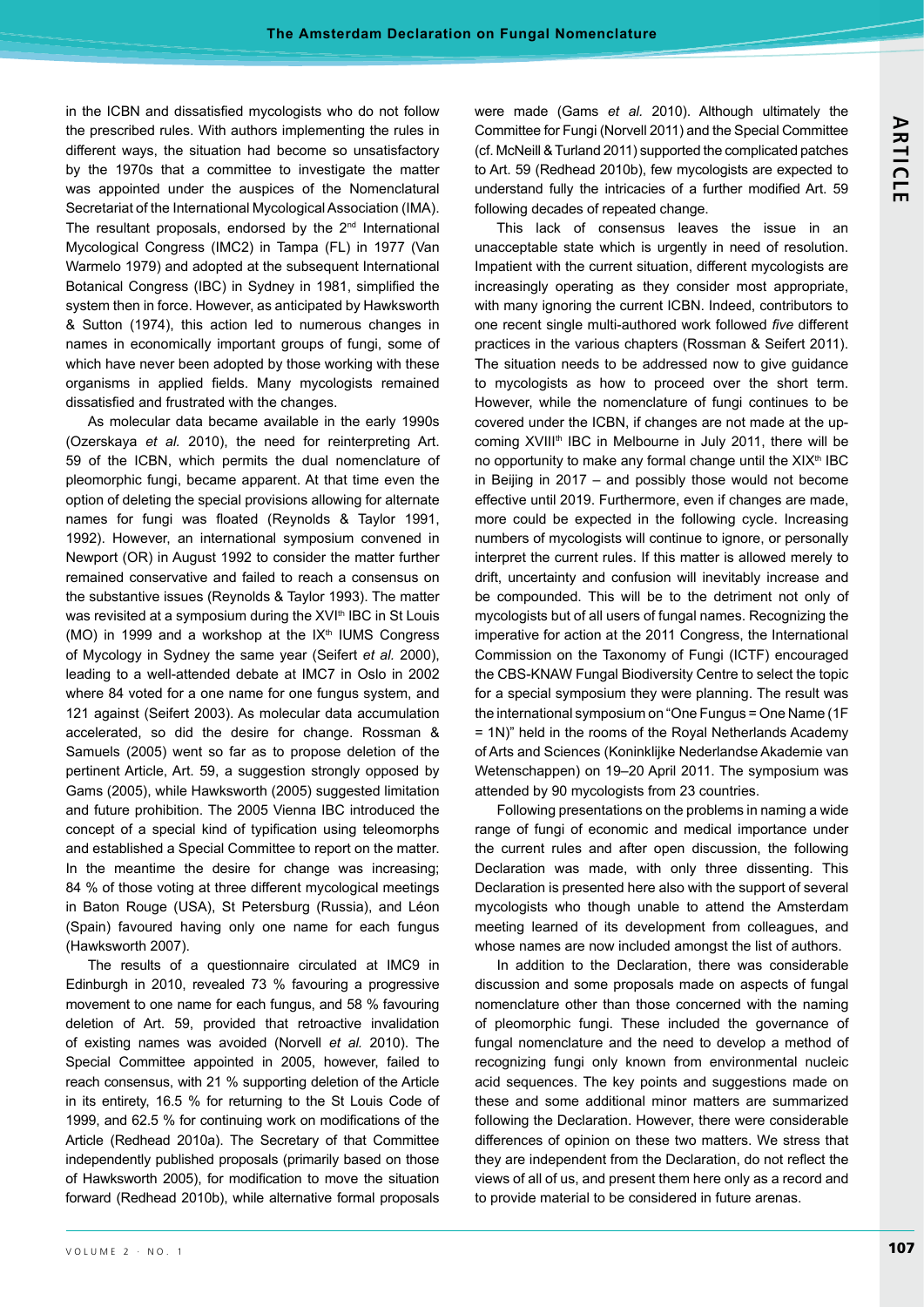in the ICBN and dissatisfied mycologists who do not follow the prescribed rules. With authors implementing the rules in different ways, the situation had become so unsatisfactory by the 1970s that a committee to investigate the matter was appointed under the auspices of the Nomenclatural Secretariat of the International Mycological Association (IMA). The resultant proposals, endorsed by the 2nd International Mycological Congress (IMC2) in Tampa (FL) in 1977 (Van Warmelo 1979) and adopted at the subsequent International Botanical Congress (IBC) in Sydney in 1981, simplified the system then in force. However, as anticipated by Hawksworth & Sutton (1974), this action led to numerous changes in names in economically important groups of fungi, some of which have never been adopted by those working with these organisms in applied fields. Many mycologists remained dissatisfied and frustrated with the changes.

As molecular data became available in the early 1990s (Ozerskaya *et al.* 2010), the need for reinterpreting Art. 59 of the ICBN, which permits the dual nomenclature of pleomorphic fungi, became apparent. At that time even the option of deleting the special provisions allowing for alternate names for fungi was floated (Reynolds & Taylor 1991, 1992). However, an international symposium convened in Newport (OR) in August 1992 to consider the matter further remained conservative and failed to reach a consensus on the substantive issues (Reynolds & Taylor 1993). The matter was revisited at a symposium during the XVIth IBC in St Louis (MO) in 1999 and a workshop at the IXth IUMS Congress of Mycology in Sydney the same year (Seifert *et al.* 2000), leading to a well-attended debate at IMC7 in Oslo in 2002 where 84 voted for a one name for one fungus system, and 121 against (Seifert 2003). As molecular data accumulation accelerated, so did the desire for change. Rossman & Samuels (2005) went so far as to propose deletion of the pertinent Article, Art. 59, a suggestion strongly opposed by Gams (2005), while Hawksworth (2005) suggested limitation and future prohibition. The 2005 Vienna IBC introduced the concept of a special kind of typification using teleomorphs and established a Special Committee to report on the matter. In the meantime the desire for change was increasing; 84 % of those voting at three different mycological meetings in Baton Rouge (USA), St Petersburg (Russia), and Léon (Spain) favoured having only one name for each fungus (Hawksworth 2007).

The results of a questionnaire circulated at IMC9 in Edinburgh in 2010, revealed 73 % favouring a progressive movement to one name for each fungus, and 58 % favouring deletion of Art. 59, provided that retroactive invalidation of existing names was avoided (Norvell *et al.* 2010). The Special Committee appointed in 2005, however, failed to reach consensus, with 21 % supporting deletion of the Article in its entirety, 16.5 % for returning to the St Louis Code of 1999, and 62.5 % for continuing work on modifications of the Article (Redhead 2010a). The Secretary of that Committee independently published proposals (primarily based on those of Hawksworth 2005), for modification to move the situation forward (Redhead 2010b), while alternative formal proposals were made (Gams *et al.* 2010). Although ultimately the Committee for Fungi (Norvell 2011) and the Special Committee (cf. McNeill & Turland 2011) supported the complicated patches to Art. 59 (Redhead 2010b), few mycologists are expected to understand fully the intricacies of a further modified Art. 59 following decades of repeated change.

This lack of consensus leaves the issue in an unacceptable state which is urgently in need of resolution. Impatient with the current situation, different mycologists are increasingly operating as they consider most appropriate, with many ignoring the current ICBN. Indeed, contributors to one recent single multi-authored work followed *five* different practices in the various chapters (Rossman & Seifert 2011). The situation needs to be addressed now to give guidance to mycologists as how to proceed over the short term. However, while the nomenclature of fungi continues to be covered under the ICBN, if changes are not made at the up-coming XVIIIth IBC in Melbourne in July 2011, there will be no opportunity to make any formal change until the XIXth IBC in Beijing in 2017 – and possibly those would not become effective until 2019. Furthermore, even if changes are made, more could be expected in the following cycle. Increasing numbers of mycologists will continue to ignore, or personally interpret the current rules. If this matter is allowed merely to drift, uncertainty and confusion will inevitably increase and be compounded. This will be to the detriment not only of mycologists but of all users of fungal names. Recognizing the imperative for action at the 2011 Congress, the International Commission on the Taxonomy of Fungi (ICTF) encouraged the CBS-KNAW Fungal Biodiversity Centre to select the topic for a special symposium they were planning. The result was the international symposium on "One Fungus = One Name (1F = 1N)" held in the rooms of the Royal Netherlands Academy of Arts and Sciences (Koninklijke Nederlandse Akademie van Wetenschappen) on 19–20 April 2011. The symposium was attended by 90 mycologists from 23 countries.

Following presentations on the problems in naming a wide range of fungi of economic and medical importance under the current rules and after open discussion, the following Declaration was made, with only three dissenting. This Declaration is presented here also with the support of several mycologists who though unable to attend the Amsterdam meeting learned of its development from colleagues, and whose names are now included amongst the list of authors.

In addition to the Declaration, there was considerable discussion and some proposals made on aspects of fungal nomenclature other than those concerned with the naming of pleomorphic fungi. These included the governance of fungal nomenclature and the need to develop a method of recognizing fungi only known from environmental nucleic acid sequences. The key points and suggestions made on these and some additional minor matters are summarized following the Declaration. However, there were considerable differences of opinion on these two matters. We stress that they are independent from the Declaration, do not reflect the views of all of us, and present them here only as a record and to provide material to be considered in future arenas.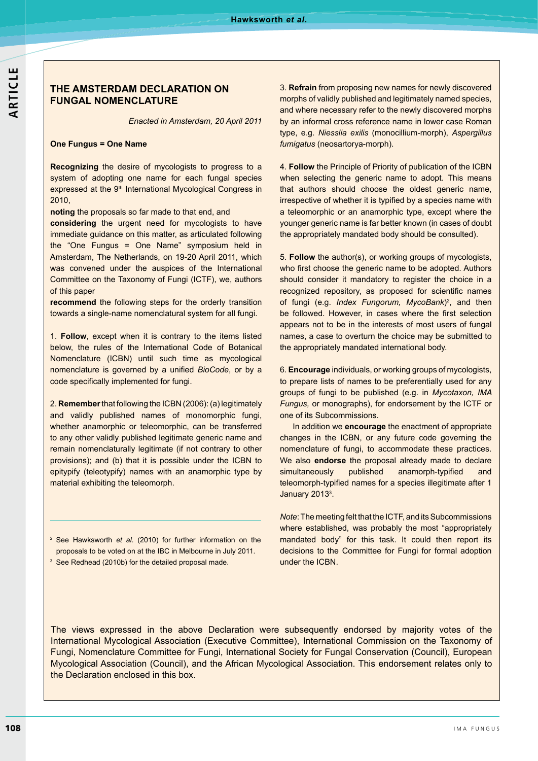## THE AMSTERDAM DECLARATION ON FUNGAL NOMENCLATURE

*Enacted in Amsterdam, 20 April 2011*

**One Fungus = One Name**

**Recognizing** the desire of mycologists to progress to a system of adopting one name for each fungal species expressed at the 9th International Mycological Congress in 2010,

**noting** the proposals so far made to that end, and

**considering** the urgent need for mycologists to have immediate guidance on this matter, as articulated following the "One Fungus = One Name" symposium held in Amsterdam, The Netherlands, on 19-20 April 2011, which was convened under the auspices of the International Committee on the Taxonomy of Fungi (ICTF), we, authors of this paper

**recommend** the following steps for the orderly transition towards a single-name nomenclatural system for all fungi.

1. **Follow**, except when it is contrary to the items listed below, the rules of the International Code of Botanical Nomenclature (ICBN) until such time as mycological nomenclature is governed by a unified *BioCode*, or by a code specifically implemented for fungi.

2. **Remember** that following the ICBN (2006): (a) legitimately and validly published names of monomorphic fungi, whether anamorphic or teleomorphic, can be transferred to any other validly published legitimate generic name and remain nomenclaturally legitimate (if not contrary to other provisions); and (b) that it is possible under the ICBN to epitypify (teleotypify) names with an anamorphic type by material exhibiting the teleomorph.

3. **Refrain** from proposing new names for newly discovered morphs of validly published and legitimately named species, and where necessary refer to the newly discovered morphs by an informal cross reference name in lower case Roman type, e.g. *Niesslia exilis* (monocillium-morph), *Aspergillus fumigatus* (neosartorya-morph).

4. **Follow** the Principle of Priority of publication of the ICBN when selecting the generic name to adopt. This means that authors should choose the oldest generic name, irrespective of whether it is typified by a species name with a teleomorphic or an anamorphic type, except where the younger generic name is far better known (in cases of doubt the appropriately mandated body should be consulted).

5. **Follow** the author(s), or working groups of mycologists, who first choose the generic name to be adopted. Authors should consider it mandatory to register the choice in a recognized repository, as proposed for scientific names of fungi (e.g. *Index Fungorum, MycoBank*)[2], and then be followed. However, in cases where the first selection appears not to be in the interests of most users of fungal names, a case to overturn the choice may be submitted to the appropriately mandated international body.

6. **Encourage** individuals, or working groups of mycologists, to prepare lists of names to be preferentially used for any groups of fungi to be published (e.g. in *Mycotaxon, IMA Fungus,* or monographs), for endorsement by the ICTF or one of its Subcommissions.

In addition we **encourage** the enactment of appropriate changes in the ICBN, or any future code governing the nomenclature of fungi, to accommodate these practices. We also **endorse** the proposal already made to declare simultaneously published anamorph-typified and teleomorph-typified names for a species illegitimate after 1 January 2013[3].

*Note*: The meeting felt that the ICTF, and its Subcommissions where established, was probably the most "appropriately mandated body" for this task. It could then report its decisions to the Committee for Fungi for formal adoption under the ICBN.

[2] See Hawksworth *et al.* (2010) for further information on the proposals to be voted on at the IBC in Melbourne in July 2011.

[3] See Redhead (2010b) for the detailed proposal made.

The views expressed in the above Declaration were subsequently endorsed by majority votes of the International Mycological Association (Executive Committee), International Commission on the Taxonomy of Fungi, Nomenclature Committee for Fungi, International Society for Fungal Conservation (Council), European Mycological Association (Council), and the African Mycological Association. This endorsement relates only to the Declaration enclosed in this box.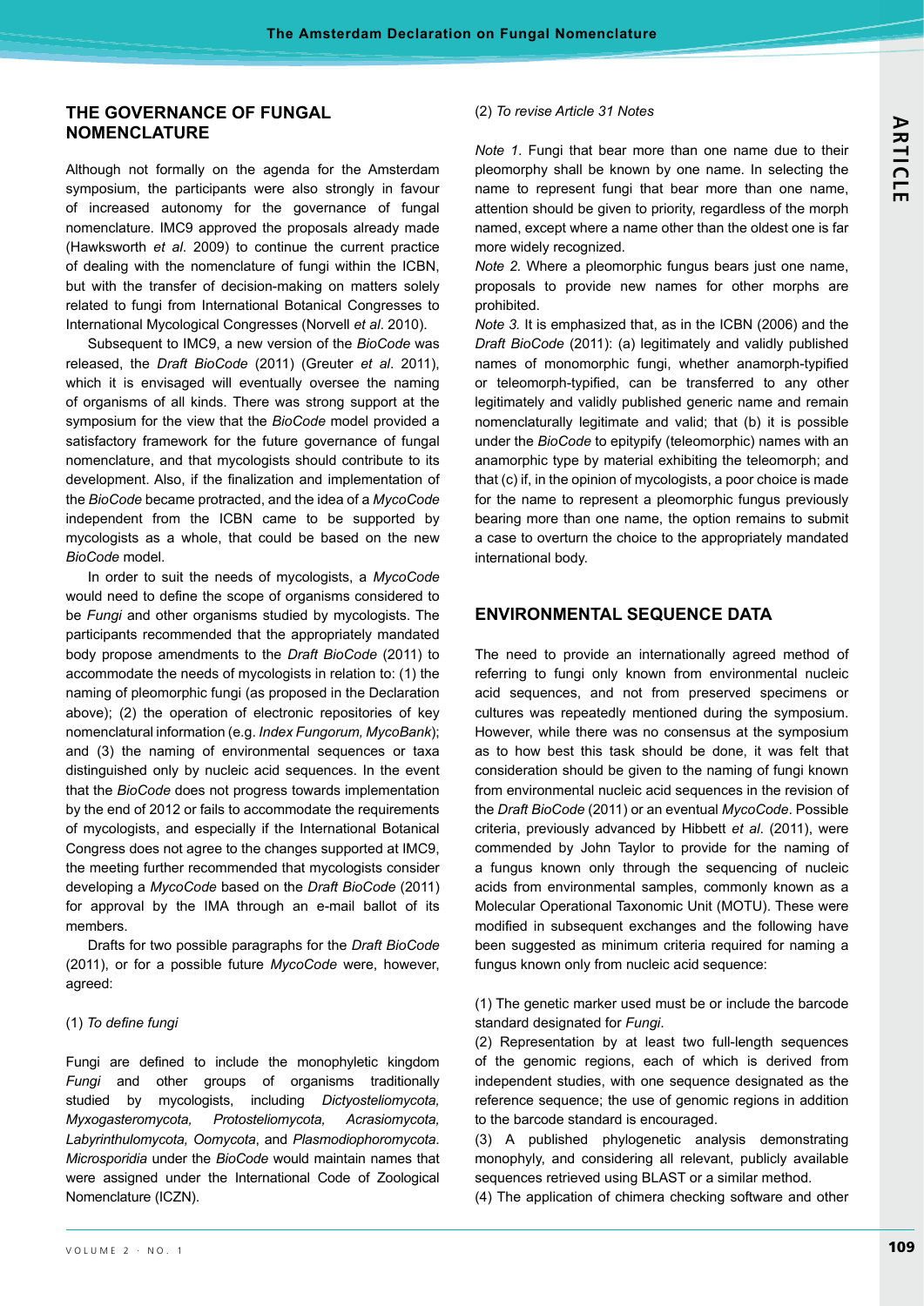## THE GOVERNANCE OF FUNGAL NOMENCLATURE

Although not formally on the agenda for the Amsterdam symposium, the participants were also strongly in favour of increased autonomy for the governance of fungal nomenclature. IMC9 approved the proposals already made (Hawksworth *et al*. 2009) to continue the current practice of dealing with the nomenclature of fungi within the ICBN, but with the transfer of decision-making on matters solely related to fungi from International Botanical Congresses to International Mycological Congresses (Norvell *et al*. 2010).

Subsequent to IMC9, a new version of the *BioCode* was released, the *Draft BioCode* (2011) (Greuter *et al*. 2011), which it is envisaged will eventually oversee the naming of organisms of all kinds. There was strong support at the symposium for the view that the *BioCode* model provided a satisfactory framework for the future governance of fungal nomenclature, and that mycologists should contribute to its development. Also, if the finalization and implementation of the *BioCode* became protracted, and the idea of a *MycoCode* independent from the ICBN came to be supported by mycologists as a whole, that could be based on the new *BioCode* model.

In order to suit the needs of mycologists, a *MycoCode* would need to define the scope of organisms considered to be *Fungi* and other organisms studied by mycologists. The participants recommended that the appropriately mandated body propose amendments to the *Draft BioCode* (2011) to accommodate the needs of mycologists in relation to: (1) the naming of pleomorphic fungi (as proposed in the Declaration above); (2) the operation of electronic repositories of key nomenclatural information (e.g. *Index Fungorum, MycoBank*); and (3) the naming of environmental sequences or taxa distinguished only by nucleic acid sequences. In the event that the *BioCode* does not progress towards implementation by the end of 2012 or fails to accommodate the requirements of mycologists, and especially if the International Botanical Congress does not agree to the changes supported at IMC9, the meeting further recommended that mycologists consider developing a *MycoCode* based on the *Draft BioCode* (2011) for approval by the IMA through an e-mail ballot of its members.

Drafts for two possible paragraphs for the *Draft BioCode* (2011), or for a possible future *MycoCode* were, however, agreed:

(1) *To define fungi*

Fungi are defined to include the monophyletic kingdom *Fungi* and other groups of organisms traditionally studied by mycologists, including *Dictyosteliomycota, Myxogasteromycota, Protosteliomycota, Acrasiomycota, Labyrinthulomycota, Oomycota*, and *Plasmodiophoromycota*. *Microsporidia* under the *BioCode* would maintain names that were assigned under the International Code of Zoological Nomenclature (ICZN).

(2) *To revise Article 31 Notes*

*Note 1*. Fungi that bear more than one name due to their pleomorphy shall be known by one name. In selecting the name to represent fungi that bear more than one name, attention should be given to priority, regardless of the morph named, except where a name other than the oldest one is far more widely recognized.

*Note 2.* Where a pleomorphic fungus bears just one name, proposals to provide new names for other morphs are prohibited.

*Note 3.* It is emphasized that, as in the ICBN (2006) and the *Draft BioCode* (2011): (a) legitimately and validly published names of monomorphic fungi, whether anamorph-typified or teleomorph-typified, can be transferred to any other legitimately and validly published generic name and remain nomenclaturally legitimate and valid; that (b) it is possible under the *BioCode* to epitypify (teleomorphic) names with an anamorphic type by material exhibiting the teleomorph; and that (c) if, in the opinion of mycologists, a poor choice is made for the name to represent a pleomorphic fungus previously bearing more than one name, the option remains to submit a case to overturn the choice to the appropriately mandated international body.

## ENVIRONMENTAL SEQUENCE DATA

The need to provide an internationally agreed method of referring to fungi only known from environmental nucleic acid sequences, and not from preserved specimens or cultures was repeatedly mentioned during the symposium. However, while there was no consensus at the symposium as to how best this task should be done, it was felt that consideration should be given to the naming of fungi known from environmental nucleic acid sequences in the revision of the *Draft BioCode* (2011) or an eventual *MycoCode*. Possible criteria, previously advanced by Hibbett *et al*. (2011), were commended by John Taylor to provide for the naming of a fungus known only through the sequencing of nucleic acids from environmental samples, commonly known as a Molecular Operational Taxonomic Unit (MOTU). These were modified in subsequent exchanges and the following have been suggested as minimum criteria required for naming a fungus known only from nucleic acid sequence:

(1) The genetic marker used must be or include the barcode standard designated for *Fungi*.

(2) Representation by at least two full-length sequences of the genomic regions, each of which is derived from independent studies, with one sequence designated as the reference sequence; the use of genomic regions in addition to the barcode standard is encouraged.

(3) A published phylogenetic analysis demonstrating monophyly, and considering all relevant, publicly available sequences retrieved using BLAST or a similar method.

(4) The application of chimera checking software and other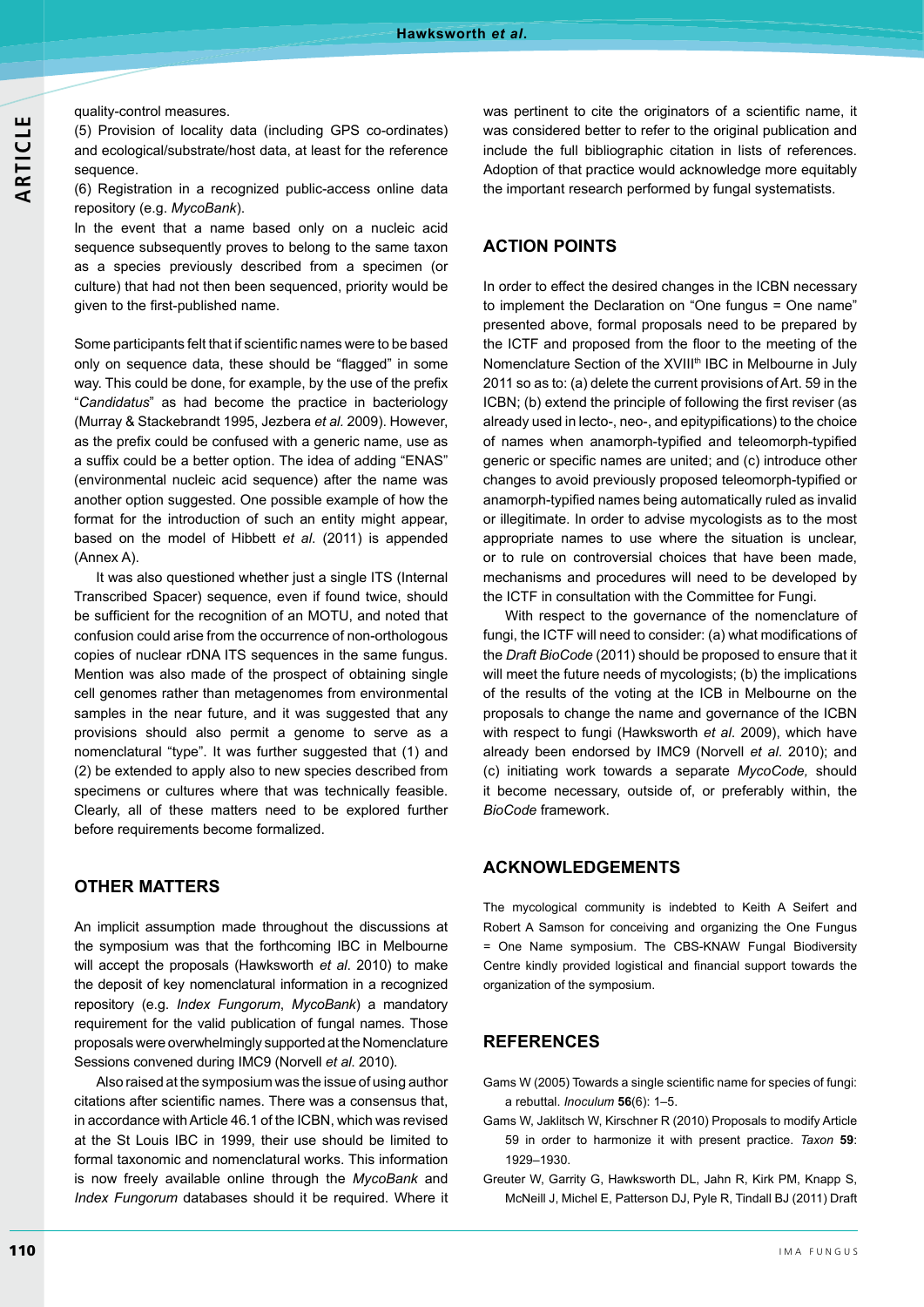quality-control measures.

(5) Provision of locality data (including GPS co-ordinates) and ecological/substrate/host data, at least for the reference sequence.

(6) Registration in a recognized public-access online data repository (e.g. *MycoBank*).

In the event that a name based only on a nucleic acid sequence subsequently proves to belong to the same taxon as a species previously described from a specimen (or culture) that had not then been sequenced, priority would be given to the first-published name.

Some participants felt that if scientific names were to be based only on sequence data, these should be "flagged" in some way. This could be done, for example, by the use of the prefix "*Candidatus*" as had become the practice in bacteriology (Murray & Stackebrandt 1995, Jezbera *et al.* 2009). However, as the prefix could be confused with a generic name, use as a suffix could be a better option. The idea of adding "ENAS" (environmental nucleic acid sequence) after the name was another option suggested. One possible example of how the format for the introduction of such an entity might appear, based on the model of Hibbett *et al*. (2011) is appended (Annex A).

It was also questioned whether just a single ITS (Internal Transcribed Spacer) sequence, even if found twice, should be sufficient for the recognition of an MOTU, and noted that confusion could arise from the occurrence of non-orthologous copies of nuclear rDNA ITS sequences in the same fungus. Mention was also made of the prospect of obtaining single cell genomes rather than metagenomes from environmental samples in the near future, and it was suggested that any provisions should also permit a genome to serve as a nomenclatural "type". It was further suggested that (1) and (2) be extended to apply also to new species described from specimens or cultures where that was technically feasible. Clearly, all of these matters need to be explored further before requirements become formalized.

## OTHER MATTERS

An implicit assumption made throughout the discussions at the symposium was that the forthcoming IBC in Melbourne will accept the proposals (Hawksworth *et al*. 2010) to make the deposit of key nomenclatural information in a recognized repository (e.g. *Index Fungorum*, *MycoBank*) a mandatory requirement for the valid publication of fungal names. Those proposals were overwhelmingly supported at the Nomenclature Sessions convened during IMC9 (Norvell *et al.* 2010).

Also raised at the symposium was the issue of using author citations after scientific names. There was a consensus that, in accordance with Article 46.1 of the ICBN, which was revised at the St Louis IBC in 1999, their use should be limited to formal taxonomic and nomenclatural works. This information is now freely available online through the *MycoBank* and *Index Fungorum* databases should it be required. Where it was pertinent to cite the originators of a scientific name, it was considered better to refer to the original publication and include the full bibliographic citation in lists of references. Adoption of that practice would acknowledge more equitably the important research performed by fungal systematists.

## ACTION POINTS

In order to effect the desired changes in the ICBN necessary to implement the Declaration on "One fungus = One name" presented above, formal proposals need to be prepared by the ICTF and proposed from the floor to the meeting of the Nomenclature Section of the XVIII[th] IBC in Melbourne in July 2011 so as to: (a) delete the current provisions of Art. 59 in the ICBN; (b) extend the principle of following the first reviser (as already used in lecto-, neo-, and epitypifications) to the choice of names when anamorph-typified and teleomorph-typified generic or specific names are united; and (c) introduce other changes to avoid previously proposed teleomorph-typified or anamorph-typified names being automatically ruled as invalid or illegitimate. In order to advise mycologists as to the most appropriate names to use where the situation is unclear, or to rule on controversial choices that have been made, mechanisms and procedures will need to be developed by the ICTF in consultation with the Committee for Fungi.

With respect to the governance of the nomenclature of fungi, the ICTF will need to consider: (a) what modifications of the *Draft BioCode* (2011) should be proposed to ensure that it will meet the future needs of mycologists; (b) the implications of the results of the voting at the ICB in Melbourne on the proposals to change the name and governance of the ICBN with respect to fungi (Hawksworth *et al*. 2009), which have already been endorsed by IMC9 (Norvell *et al*. 2010); and (c) initiating work towards a separate *MycoCode,* should it become necessary, outside of, or preferably within, the *BioCode* framework.

## ACKNOWLEDGEMENTS

The mycological community is indebted to Keith A Seifert and Robert A Samson for conceiving and organizing the One Fungus = One Name symposium. The CBS-KNAW Fungal Biodiversity Centre kindly provided logistical and financial support towards the organization of the symposium.

## REFERENCES

Gams W (2005) Towards a single scientific name for species of fungi: a rebuttal. *Inoculum* **56**(6): 1–5.

Gams W, Jaklitsch W, Kirschner R (2010) Proposals to modify Article 59 in order to harmonize it with present practice. *Taxon* **59**: 1929–1930.

Greuter W, Garrity G, Hawksworth DL, Jahn R, Kirk PM, Knapp S, McNeill J, Michel E, Patterson DJ, Pyle R, Tindall BJ (2011) Draft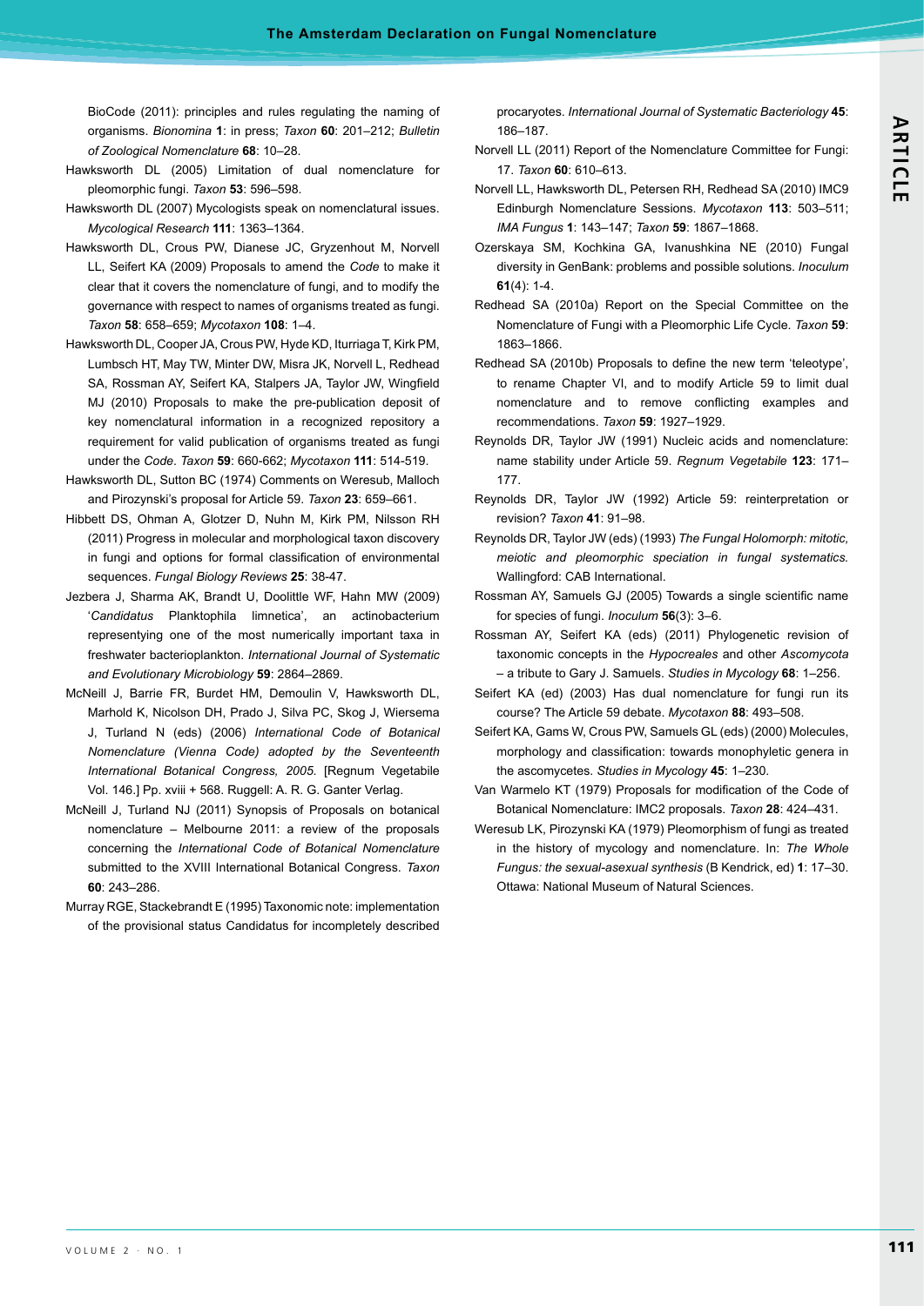BioCode (2011): principles and rules regulating the naming of organisms. *Bionomina* **1**: in press; *Taxon* **60**: 201–212; *Bulletin of Zoological Nomenclature* **68**: 10–28.

Hawksworth DL (2005) Limitation of dual nomenclature for pleomorphic fungi. *Taxon* **53**: 596–598.

Hawksworth DL (2007) Mycologists speak on nomenclatural issues. *Mycological Research* **111**: 1363–1364.

Hawksworth DL, Crous PW, Dianese JC, Gryzenhout M, Norvell LL, Seifert KA (2009) Proposals to amend the *Code* to make it clear that it covers the nomenclature of fungi, and to modify the governance with respect to names of organisms treated as fungi. *Taxon* **58**: 658–659; *Mycotaxon* **108**: 1–4.

Hawksworth DL, Cooper JA, Crous PW, Hyde KD, Iturriaga T, Kirk PM, Lumbsch HT, May TW, Minter DW, Misra JK, Norvell L, Redhead SA, Rossman AY, Seifert KA, Stalpers JA, Taylor JW, Wingfield MJ (2010) Proposals to make the pre-publication deposit of key nomenclatural information in a recognized repository a requirement for valid publication of organisms treated as fungi under the *Code*. *Taxon* **59**: 660-662; *Mycotaxon* **111**: 514-519.

Hawksworth DL, Sutton BC (1974) Comments on Weresub, Malloch and Pirozynski's proposal for Article 59. *Taxon* **23**: 659–661.

Hibbett DS, Ohman A, Glotzer D, Nuhn M, Kirk PM, Nilsson RH (2011) Progress in molecular and morphological taxon discovery in fungi and options for formal classification of environmental sequences. *Fungal Biology Reviews* **25**: 38-47.

Jezbera J, Sharma AK, Brandt U, Doolittle WF, Hahn MW (2009) '*Candidatus* Planktophila limnetica', an actinobacterium representying one of the most numerically important taxa in freshwater bacterioplankton. *International Journal of Systematic and Evolutionary Microbiology* **59**: 2864–2869.

McNeill J, Barrie FR, Burdet HM, Demoulin V, Hawksworth DL, Marhold K, Nicolson DH, Prado J, Silva PC, Skog J, Wiersema J, Turland N (eds) (2006) *International Code of Botanical Nomenclature (Vienna Code) adopted by the Seventeenth International Botanical Congress, 2005.* [Regnum Vegetabile Vol. 146.] Pp. xviii + 568. Ruggell: A. R. G. Ganter Verlag.

McNeill J, Turland NJ (2011) Synopsis of Proposals on botanical nomenclature – Melbourne 2011: a review of the proposals concerning the *International Code of Botanical Nomenclature* submitted to the XVIII International Botanical Congress. *Taxon* **60**: 243–286.

Murray RGE, Stackebrandt E (1995) Taxonomic note: implementation of the provisional status Candidatus for incompletely described procaryotes. *International Journal of Systematic Bacteriology* **45**: 186–187.

Norvell LL (2011) Report of the Nomenclature Committee for Fungi: 17. *Taxon* **60**: 610–613.

Norvell LL, Hawksworth DL, Petersen RH, Redhead SA (2010) IMC9 Edinburgh Nomenclature Sessions. *Mycotaxon* **113**: 503–511; *IMA Fungus* **1**: 143–147; *Taxon* **59**: 1867–1868.

Ozerskaya SM, Kochkina GA, Ivanushkina NE (2010) Fungal diversity in GenBank: problems and possible solutions. *Inoculum* **61**(4): 1-4.

Redhead SA (2010a) Report on the Special Committee on the Nomenclature of Fungi with a Pleomorphic Life Cycle. *Taxon* **59**: 1863–1866.

Redhead SA (2010b) Proposals to define the new term 'teleotype', to rename Chapter VI, and to modify Article 59 to limit dual nomenclature and to remove conflicting examples and recommendations. *Taxon* **59**: 1927–1929.

Reynolds DR, Taylor JW (1991) Nucleic acids and nomenclature: name stability under Article 59. *Regnum Vegetabile* **123**: 171–177.

Reynolds DR, Taylor JW (1992) Article 59: reinterpretation or revision? *Taxon* **41**: 91–98.

Reynolds DR, Taylor JW (eds) (1993) *The Fungal Holomorph: mitotic, meiotic and pleomorphic speciation in fungal systematics.* Wallingford: CAB International.

Rossman AY, Samuels GJ (2005) Towards a single scientific name for species of fungi. *Inoculum* **56**(3): 3–6.

Rossman AY, Seifert KA (eds) (2011) Phylogenetic revision of taxonomic concepts in the *Hypocreales* and other *Ascomycota* – a tribute to Gary J. Samuels. *Studies in Mycology* **68**: 1–256.

Seifert KA (ed) (2003) Has dual nomenclature for fungi run its course? The Article 59 debate. *Mycotaxon* **88**: 493–508.

Seifert KA, Gams W, Crous PW, Samuels GL (eds) (2000) Molecules, morphology and classification: towards monophyletic genera in the ascomycetes. *Studies in Mycology* **45**: 1–230.

Van Warmelo KT (1979) Proposals for modification of the Code of Botanical Nomenclature: IMC2 proposals. *Taxon* **28**: 424–431.

Weresub LK, Pirozynski KA (1979) Pleomorphism of fungi as treated in the history of mycology and nomenclature. In: *The Whole Fungus: the sexual-asexual synthesis* (B Kendrick, ed) **1**: 17–30. Ottawa: National Museum of Natural Sciences.